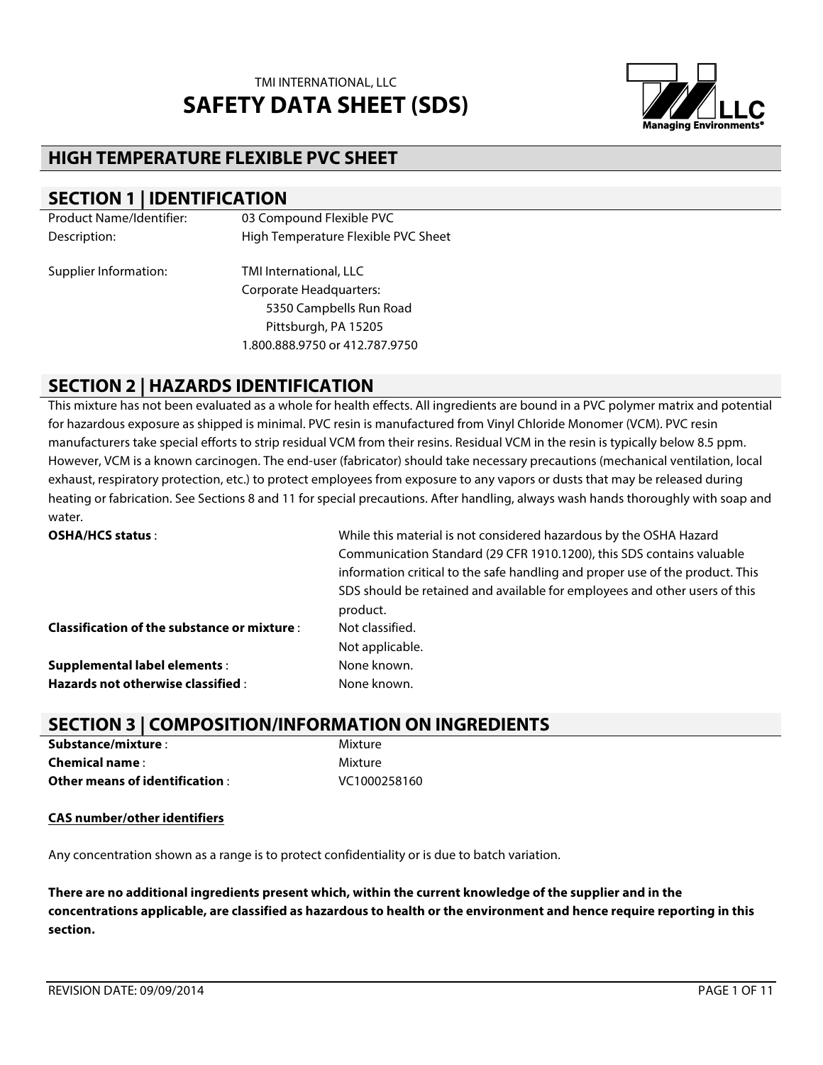TMI INTERNATIONAL, LLC

# SAFETY DATA SHEET (SDS)

## HIGH TEMPERATURE FLEXIBLE PVC SHEET

## SECTION 1 | IDENTIFICATION

| | |
|---|---|
| Product Name/Identifier: | 03 Compound Flexible PVC |
| Description: | High Temperature Flexible PVC Sheet |
| Supplier Information: | TMI International, LLC<br>Corporate Headquarters:<br>5350 Campbells Run Road<br>Pittsburgh, PA 15205<br>1.800.888.9750 or 412.787.9750 |

## SECTION 2 | HAZARDS IDENTIFICATION

This mixture has not been evaluated as a whole for health effects. All ingredients are bound in a PVC polymer matrix and potential for hazardous exposure as shipped is minimal. PVC resin is manufactured from Vinyl Chloride Monomer (VCM). PVC resin manufacturers take special efforts to strip residual VCM from their resins. Residual VCM in the resin is typically below 8.5 ppm. However, VCM is a known carcinogen. The end-user (fabricator) should take necessary precautions (mechanical ventilation, local exhaust, respiratory protection, etc.) to protect employees from exposure to any vapors or dusts that may be released during heating or fabrication. See Sections 8 and 11 for special precautions. After handling, always wash hands thoroughly with soap and water.

**OSHA/HCS status** : While this material is not considered hazardous by the OSHA Hazard Communication Standard (29 CFR 1910.1200), this SDS contains valuable information critical to the safe handling and proper use of the product. This SDS should be retained and available for employees and other users of this product.

**Classification of the substance or mixture** : Not classified.
Not applicable.

**Supplemental label elements** : None known.

**Hazards not otherwise classified** : None known.

## SECTION 3 | COMPOSITION/INFORMATION ON INGREDIENTS

**Substance/mixture** : Mixture

**Chemical name** : Mixture

**Other means of identification** : VC1000258160

**CAS number/other identifiers**

Any concentration shown as a range is to protect confidentiality or is due to batch variation.

**There are no additional ingredients present which, within the current knowledge of the supplier and in the concentrations applicable, are classified as hazardous to health or the environment and hence require reporting in this section.**

REVISION DATE: 09/09/2014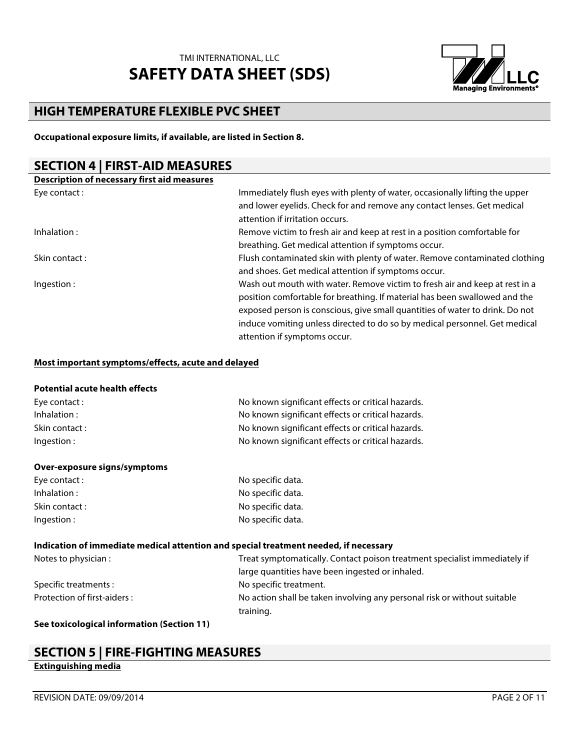**Occupational exposure limits, if available, are listed in Section 8.**

## SECTION 4 | FIRST-AID MEASURES

**Description of necessary first aid measures**

| | |
|---|---|
| Eye contact : | Immediately flush eyes with plenty of water, occasionally lifting the upper and lower eyelids. Check for and remove any contact lenses. Get medical attention if irritation occurs. |
| Inhalation : | Remove victim to fresh air and keep at rest in a position comfortable for breathing. Get medical attention if symptoms occur. |
| Skin contact : | Flush contaminated skin with plenty of water. Remove contaminated clothing and shoes. Get medical attention if symptoms occur. |
| Ingestion : | Wash out mouth with water. Remove victim to fresh air and keep at rest in a position comfortable for breathing. If material has been swallowed and the exposed person is conscious, give small quantities of water to drink. Do not induce vomiting unless directed to do so by medical personnel. Get medical attention if symptoms occur. |

**Most important symptoms/effects, acute and delayed**

**Potential acute health effects**

| | |
|---|---|
| Eye contact : | No known significant effects or critical hazards. |
| Inhalation : | No known significant effects or critical hazards. |
| Skin contact : | No known significant effects or critical hazards. |
| Ingestion : | No known significant effects or critical hazards. |

**Over-exposure signs/symptoms**

| | |
|---|---|
| Eye contact : | No specific data. |
| Inhalation : | No specific data. |
| Skin contact : | No specific data. |
| Ingestion : | No specific data. |

**Indication of immediate medical attention and special treatment needed, if necessary**

| | |
|---|---|
| Notes to physician : | Treat symptomatically. Contact poison treatment specialist immediately if large quantities have been ingested or inhaled. |
| Specific treatments : | No specific treatment. |
| Protection of first-aiders : | No action shall be taken involving any personal risk or without suitable training. |

**See toxicological information (Section 11)**

## SECTION 5 | FIRE-FIGHTING MEASURES

**Extinguishing media**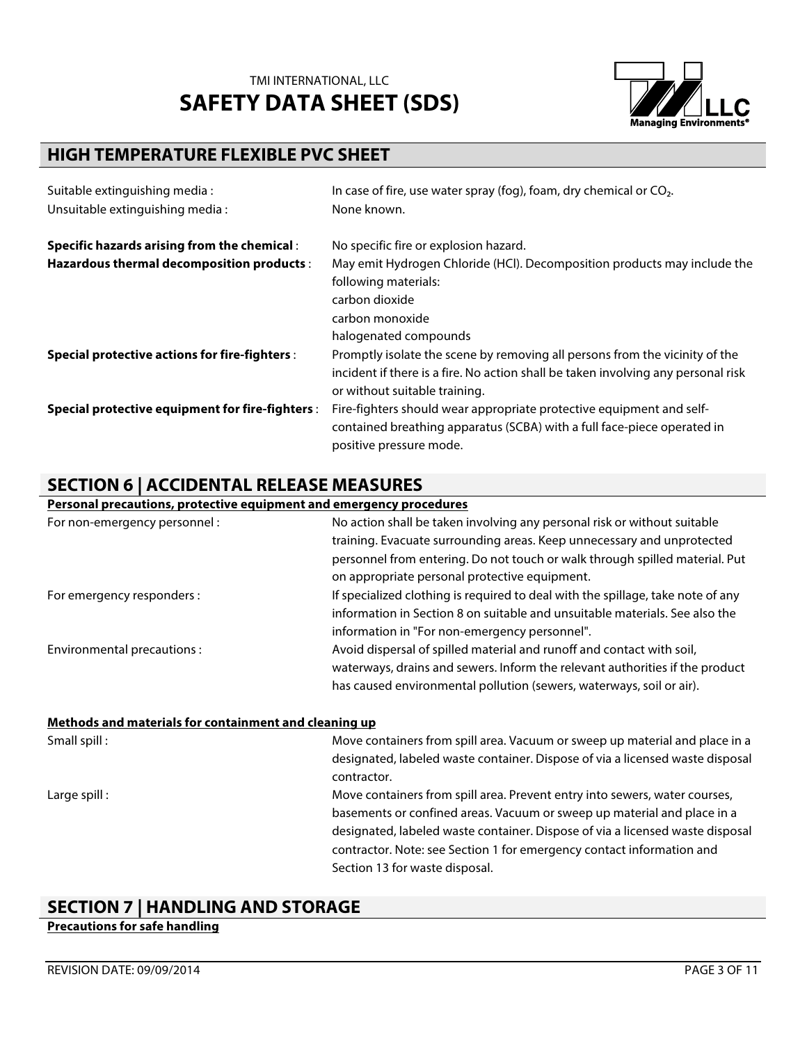| | |
|---|---|
| Suitable extinguishing media : | In case of fire, use water spray (fog), foam, dry chemical or $CO_2$. |
| Unsuitable extinguishing media : | None known. |
| **Specific hazards arising from the chemical** : | No specific fire or explosion hazard. |
| **Hazardous thermal decomposition products** : | May emit Hydrogen Chloride (HCl). Decomposition products may include the following materials:<br>carbon dioxide<br>carbon monoxide<br>halogenated compounds |
| **Special protective actions for fire-fighters** : | Promptly isolate the scene by removing all persons from the vicinity of the incident if there is a fire. No action shall be taken involving any personal risk or without suitable training. |
| **Special protective equipment for fire-fighters** : | Fire-fighters should wear appropriate protective equipment and self-contained breathing apparatus (SCBA) with a full face-piece operated in positive pressure mode. |

## SECTION 6 | ACCIDENTAL RELEASE MEASURES

**Personal precautions, protective equipment and emergency procedures**

| | |
|---|---|
| For non-emergency personnel : | No action shall be taken involving any personal risk or without suitable training. Evacuate surrounding areas. Keep unnecessary and unprotected personnel from entering. Do not touch or walk through spilled material. Put on appropriate personal protective equipment. |
| For emergency responders : | If specialized clothing is required to deal with the spillage, take note of any information in Section 8 on suitable and unsuitable materials. See also the information in "For non-emergency personnel". |
| Environmental precautions : | Avoid dispersal of spilled material and runoff and contact with soil, waterways, drains and sewers. Inform the relevant authorities if the product has caused environmental pollution (sewers, waterways, soil or air). |

**Methods and materials for containment and cleaning up**

| | |
|---|---|
| Small spill : | Move containers from spill area. Vacuum or sweep up material and place in a designated, labeled waste container. Dispose of via a licensed waste disposal contractor. |
| Large spill : | Move containers from spill area. Prevent entry into sewers, water courses, basements or confined areas. Vacuum or sweep up material and place in a designated, labeled waste container. Dispose of via a licensed waste disposal contractor. Note: see Section 1 for emergency contact information and Section 13 for waste disposal. |

## SECTION 7 | HANDLING AND STORAGE

**Precautions for safe handling**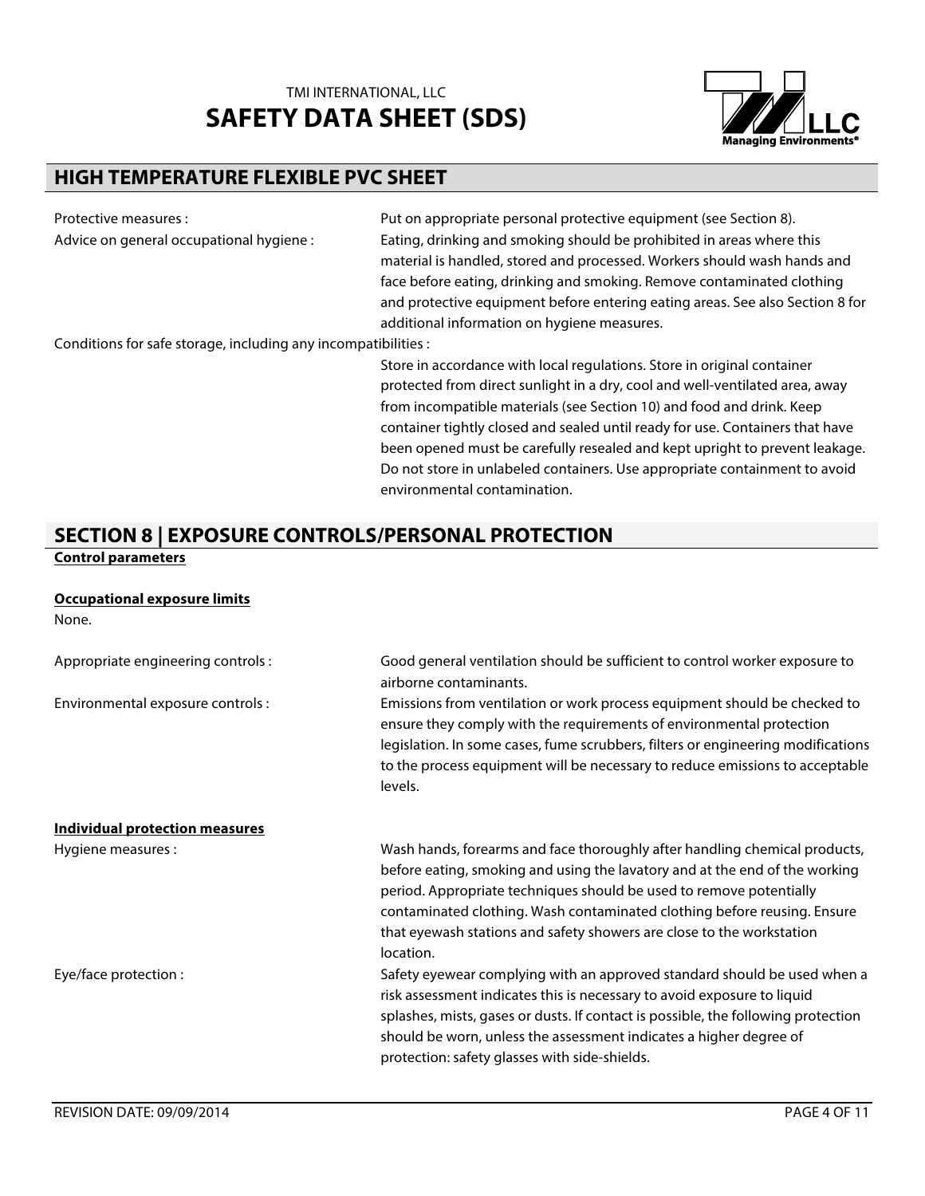Protective measures : Put on appropriate personal protective equipment (see Section 8).

Advice on general occupational hygiene : Eating, drinking and smoking should be prohibited in areas where this material is handled, stored and processed. Workers should wash hands and face before eating, drinking and smoking. Remove contaminated clothing and protective equipment before entering eating areas. See also Section 8 for additional information on hygiene measures.

Conditions for safe storage, including any incompatibilities : Store in accordance with local regulations. Store in original container protected from direct sunlight in a dry, cool and well-ventilated area, away from incompatible materials (see Section 10) and food and drink. Keep container tightly closed and sealed until ready for use. Containers that have been opened must be carefully resealed and kept upright to prevent leakage. Do not store in unlabeled containers. Use appropriate containment to avoid environmental contamination.

## SECTION 8 | EXPOSURE CONTROLS/PERSONAL PROTECTION

**Control parameters**

**Occupational exposure limits**

None.

Appropriate engineering controls : Good general ventilation should be sufficient to control worker exposure to airborne contaminants.

Environmental exposure controls : Emissions from ventilation or work process equipment should be checked to ensure they comply with the requirements of environmental protection legislation. In some cases, fume scrubbers, filters or engineering modifications to the process equipment will be necessary to reduce emissions to acceptable levels.

**Individual protection measures**

Hygiene measures : Wash hands, forearms and face thoroughly after handling chemical products, before eating, smoking and using the lavatory and at the end of the working period. Appropriate techniques should be used to remove potentially contaminated clothing. Wash contaminated clothing before reusing. Ensure that eyewash stations and safety showers are close to the workstation location.

Eye/face protection : Safety eyewear complying with an approved standard should be used when a risk assessment indicates this is necessary to avoid exposure to liquid splashes, mists, gases or dusts. If contact is possible, the following protection should be worn, unless the assessment indicates a higher degree of protection: safety glasses with side-shields.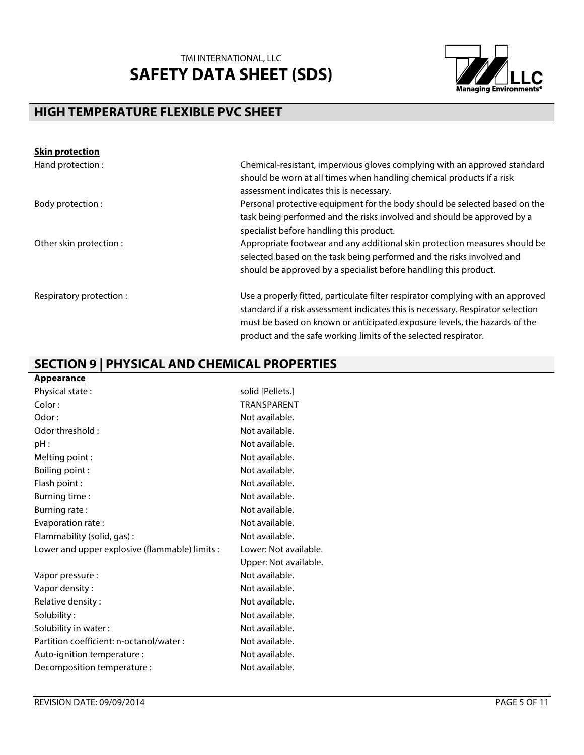**Skin protection**

| | |
|---|---|
| Hand protection : | Chemical-resistant, impervious gloves complying with an approved standard should be worn at all times when handling chemical products if a risk assessment indicates this is necessary. |
| Body protection : | Personal protective equipment for the body should be selected based on the task being performed and the risks involved and should be approved by a specialist before handling this product. |
| Other skin protection : | Appropriate footwear and any additional skin protection measures should be selected based on the task being performed and the risks involved and should be approved by a specialist before handling this product. |
| Respiratory protection : | Use a properly fitted, particulate filter respirator complying with an approved standard if a risk assessment indicates this is necessary. Respirator selection must be based on known or anticipated exposure levels, the hazards of the product and the safe working limits of the selected respirator. |

## SECTION 9 | PHYSICAL AND CHEMICAL PROPERTIES

**Appearance**

| | |
|---|---|
| Physical state : | solid [Pellets.] |
| Color : | TRANSPARENT |
| Odor : | Not available. |
| Odor threshold : | Not available. |
| pH : | Not available. |
| Melting point : | Not available. |
| Boiling point : | Not available. |
| Flash point : | Not available. |
| Burning time : | Not available. |
| Burning rate : | Not available. |
| Evaporation rate : | Not available. |
| Flammability (solid, gas) : | Not available. |
| Lower and upper explosive (flammable) limits : | Lower: Not available.<br>Upper: Not available. |
| Vapor pressure : | Not available. |
| Vapor density : | Not available. |
| Relative density : | Not available. |
| Solubility : | Not available. |
| Solubility in water : | Not available. |
| Partition coefficient: n-octanol/water : | Not available. |
| Auto-ignition temperature : | Not available. |
| Decomposition temperature : | Not available. |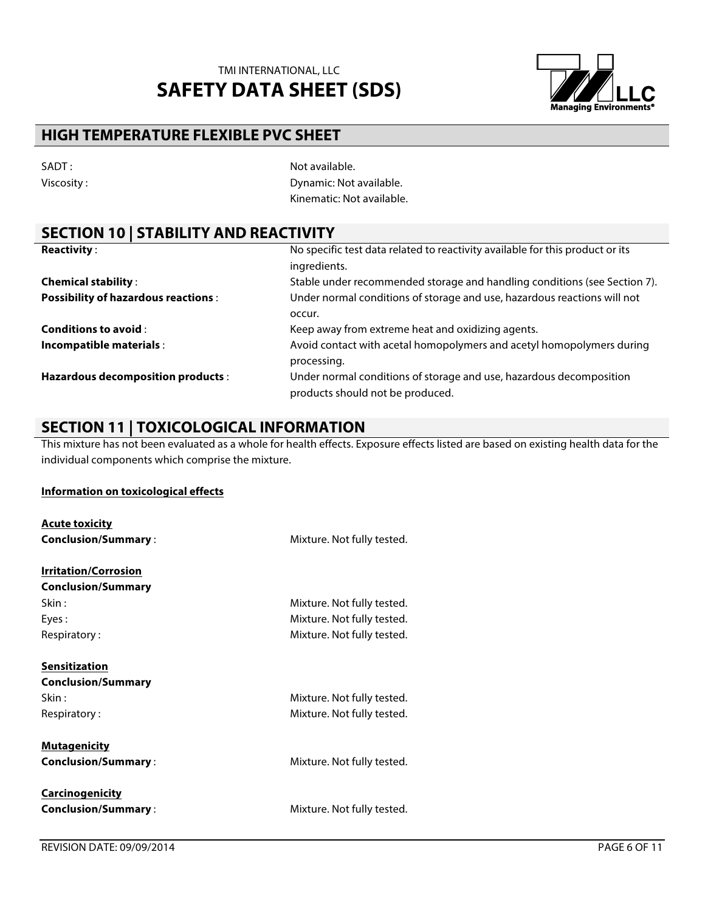| | |
|---|---|
| SADT : | Not available. |
| Viscosity : | Dynamic: Not available.<br>Kinematic: Not available. |

## SECTION 10 | STABILITY AND REACTIVITY

| | |
|---|---|
| **Reactivity** : | No specific test data related to reactivity available for this product or its ingredients. |
| **Chemical stability** : | Stable under recommended storage and handling conditions (see Section 7). |
| **Possibility of hazardous reactions** : | Under normal conditions of storage and use, hazardous reactions will not occur. |
| **Conditions to avoid** : | Keep away from extreme heat and oxidizing agents. |
| **Incompatible materials** : | Avoid contact with acetal homopolymers and acetyl homopolymers during processing. |
| **Hazardous decomposition products** : | Under normal conditions of storage and use, hazardous decomposition products should not be produced. |

## SECTION 11 | TOXICOLOGICAL INFORMATION

This mixture has not been evaluated as a whole for health effects. Exposure effects listed are based on existing health data for the individual components which comprise the mixture.

**Information on toxicological effects**

**Acute toxicity**

**Conclusion/Summary** : Mixture. Not fully tested.

**Irritation/Corrosion**

**Conclusion/Summary**

| | |
|---|---|
| Skin : | Mixture. Not fully tested. |
| Eyes : | Mixture. Not fully tested. |
| Respiratory : | Mixture. Not fully tested. |

**Sensitization**

**Conclusion/Summary**

| | |
|---|---|
| Skin : | Mixture. Not fully tested. |
| Respiratory : | Mixture. Not fully tested. |

**Mutagenicity**

**Conclusion/Summary** : Mixture. Not fully tested.

**Carcinogenicity**

**Conclusion/Summary** : Mixture. Not fully tested.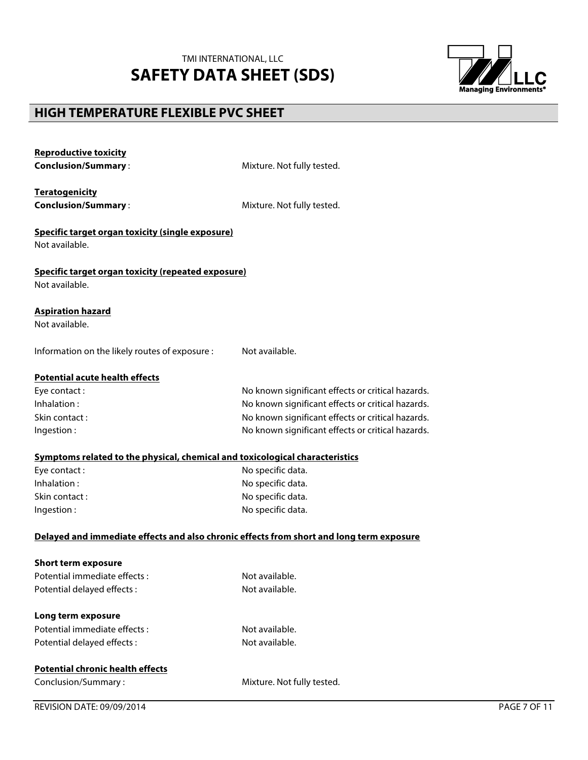**Reproductive toxicity**

**Conclusion/Summary** : Mixture. Not fully tested.

**Teratogenicity**

**Conclusion/Summary** : Mixture. Not fully tested.

**Specific target organ toxicity (single exposure)**

Not available.

**Specific target organ toxicity (repeated exposure)**

Not available.

**Aspiration hazard**

Not available.

Information on the likely routes of exposure : Not available.

**Potential acute health effects**

| | |
|---|---|
| Eye contact : | No known significant effects or critical hazards. |
| Inhalation : | No known significant effects or critical hazards. |
| Skin contact : | No known significant effects or critical hazards. |
| Ingestion : | No known significant effects or critical hazards. |

**Symptoms related to the physical, chemical and toxicological characteristics**

| | |
|---|---|
| Eye contact : | No specific data. |
| Inhalation : | No specific data. |
| Skin contact : | No specific data. |
| Ingestion : | No specific data. |

**Delayed and immediate effects and also chronic effects from short and long term exposure**

**Short term exposure**

| | |
|---|---|
| Potential immediate effects : | Not available. |
| Potential delayed effects : | Not available. |

**Long term exposure**

| | |
|---|---|
| Potential immediate effects : | Not available. |
| Potential delayed effects : | Not available. |

**Potential chronic health effects**

Conclusion/Summary : Mixture. Not fully tested.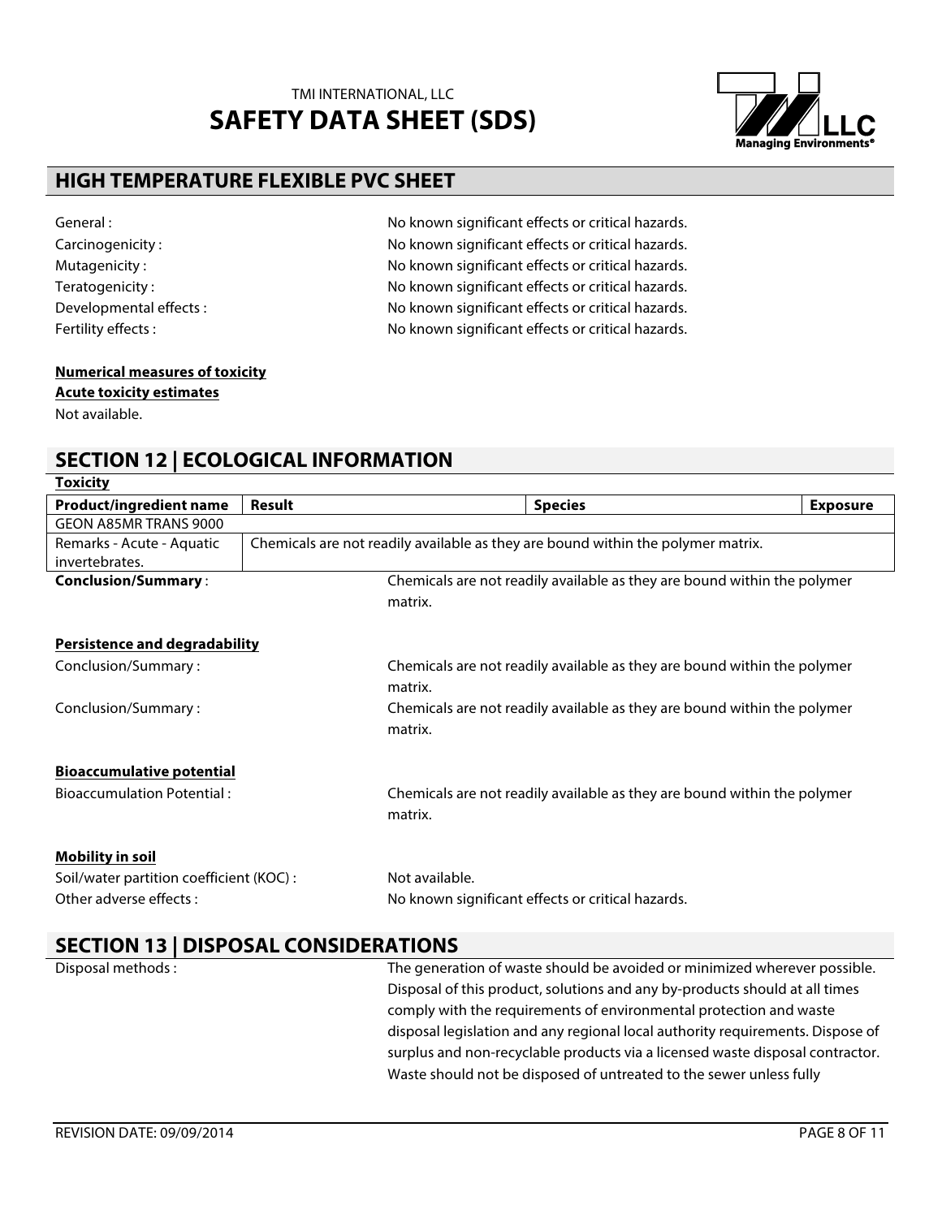General : No known significant effects or critical hazards.
Carcinogenicity : No known significant effects or critical hazards.
Mutagenicity : No known significant effects or critical hazards.
Teratogenicity : No known significant effects or critical hazards.
Developmental effects : No known significant effects or critical hazards.
Fertility effects : No known significant effects or critical hazards.

**Numerical measures of toxicity**

**Acute toxicity estimates**

Not available.

## SECTION 12 | ECOLOGICAL INFORMATION

**Toxicity**

| Product/ingredient name | Result | Species | Exposure |
|---|---|---|---|
| GEON A85MR TRANS 9000 | | | |
| Remarks - Acute - Aquatic invertebrates. | Chemicals are not readily available as they are bound within the polymer matrix. | | |

**Conclusion/Summary** : Chemicals are not readily available as they are bound within the polymer matrix.

**Persistence and degradability**

Conclusion/Summary : Chemicals are not readily available as they are bound within the polymer matrix.

Conclusion/Summary : Chemicals are not readily available as they are bound within the polymer matrix.

**Bioaccumulative potential**

Bioaccumulation Potential : Chemicals are not readily available as they are bound within the polymer matrix.

**Mobility in soil**

Soil/water partition coefficient (KOC) : Not available.

Other adverse effects : No known significant effects or critical hazards.

## SECTION 13 | DISPOSAL CONSIDERATIONS

Disposal methods : The generation of waste should be avoided or minimized wherever possible. Disposal of this product, solutions and any by-products should at all times comply with the requirements of environmental protection and waste disposal legislation and any regional local authority requirements. Dispose of surplus and non-recyclable products via a licensed waste disposal contractor. Waste should not be disposed of untreated to the sewer unless fully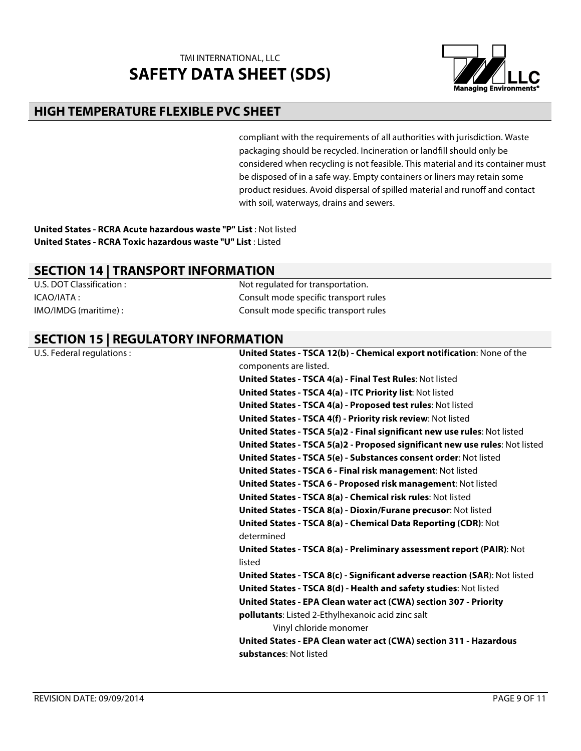compliant with the requirements of all authorities with jurisdiction. Waste packaging should be recycled. Incineration or landfill should only be considered when recycling is not feasible. This material and its container must be disposed of in a safe way. Empty containers or liners may retain some product residues. Avoid dispersal of spilled material and runoff and contact with soil, waterways, drains and sewers.

**United States - RCRA Acute hazardous waste "P" List** : Not listed
**United States - RCRA Toxic hazardous waste "U" List** : Listed

## SECTION 14 | TRANSPORT INFORMATION

| | |
|---|---|
| U.S. DOT Classification : | Not regulated for transportation. |
| ICAO/IATA : | Consult mode specific transport rules |
| IMO/IMDG (maritime) : | Consult mode specific transport rules |

## SECTION 15 | REGULATORY INFORMATION

U.S. Federal regulations :

**United States - TSCA 12(b) - Chemical export notification**: None of the components are listed.
**United States - TSCA 4(a) - Final Test Rules**: Not listed
**United States - TSCA 4(a) - ITC Priority list**: Not listed
**United States - TSCA 4(a) - Proposed test rules**: Not listed
**United States - TSCA 4(f) - Priority risk review**: Not listed
**United States - TSCA 5(a)2 - Final significant new use rules**: Not listed
**United States - TSCA 5(a)2 - Proposed significant new use rules**: Not listed
**United States - TSCA 5(e) - Substances consent order**: Not listed
**United States - TSCA 6 - Final risk management**: Not listed
**United States - TSCA 6 - Proposed risk management**: Not listed
**United States - TSCA 8(a) - Chemical risk rules**: Not listed
**United States - TSCA 8(a) - Dioxin/Furane precusor**: Not listed
**United States - TSCA 8(a) - Chemical Data Reporting (CDR)**: Not determined
**United States - TSCA 8(a) - Preliminary assessment report (PAIR)**: Not listed
**United States - TSCA 8(c) - Significant adverse reaction (SAR**): Not listed
**United States - TSCA 8(d) - Health and safety studies**: Not listed
**United States - EPA Clean water act (CWA) section 307 - Priority pollutants**: Listed 2-Ethylhexanoic acid zinc salt
Vinyl chloride monomer
**United States - EPA Clean water act (CWA) section 311 - Hazardous substances**: Not listed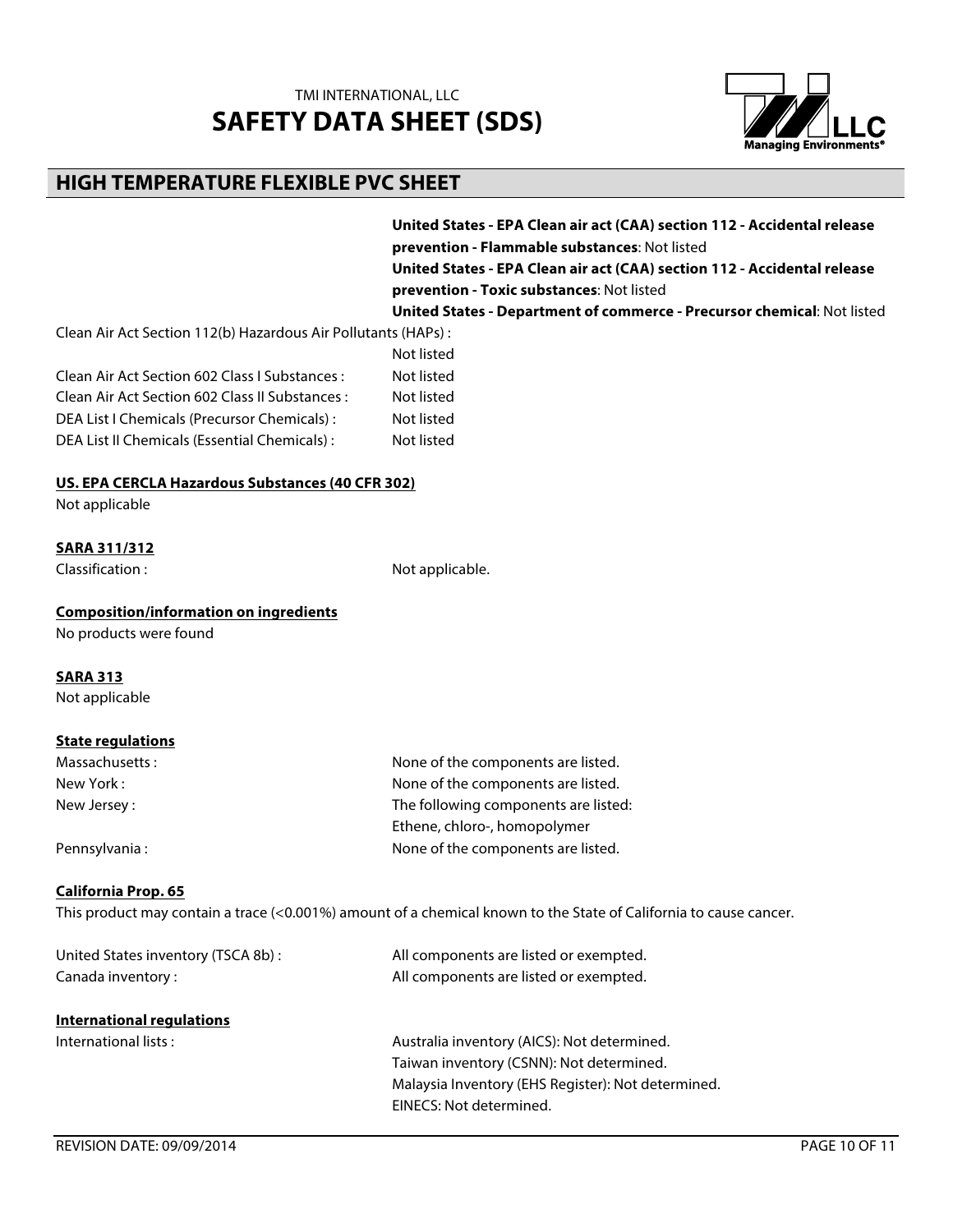**United States - EPA Clean air act (CAA) section 112 - Accidental release prevention - Flammable substances**: Not listed
**United States - EPA Clean air act (CAA) section 112 - Accidental release prevention - Toxic substances**: Not listed
**United States - Department of commerce - Precursor chemical**: Not listed

Clean Air Act Section 112(b) Hazardous Air Pollutants (HAPs) : Not listed
Clean Air Act Section 602 Class I Substances : Not listed
Clean Air Act Section 602 Class II Substances : Not listed
DEA List I Chemicals (Precursor Chemicals) : Not listed
DEA List II Chemicals (Essential Chemicals) : Not listed

**US. EPA CERCLA Hazardous Substances (40 CFR 302)**
Not applicable

**SARA 311/312**
Classification : Not applicable.

**Composition/information on ingredients**
No products were found

**SARA 313**
Not applicable

**State regulations**
Massachusetts : None of the components are listed.
New York : None of the components are listed.
New Jersey : The following components are listed:
Ethene, chloro-, homopolymer
Pennsylvania : None of the components are listed.

**California Prop. 65**
This product may contain a trace (<0.001%) amount of a chemical known to the State of California to cause cancer.

United States inventory (TSCA 8b) : All components are listed or exempted.
Canada inventory : All components are listed or exempted.

**International regulations**
International lists : Australia inventory (AICS): Not determined.
Taiwan inventory (CSNN): Not determined.
Malaysia Inventory (EHS Register): Not determined.
EINECS: Not determined.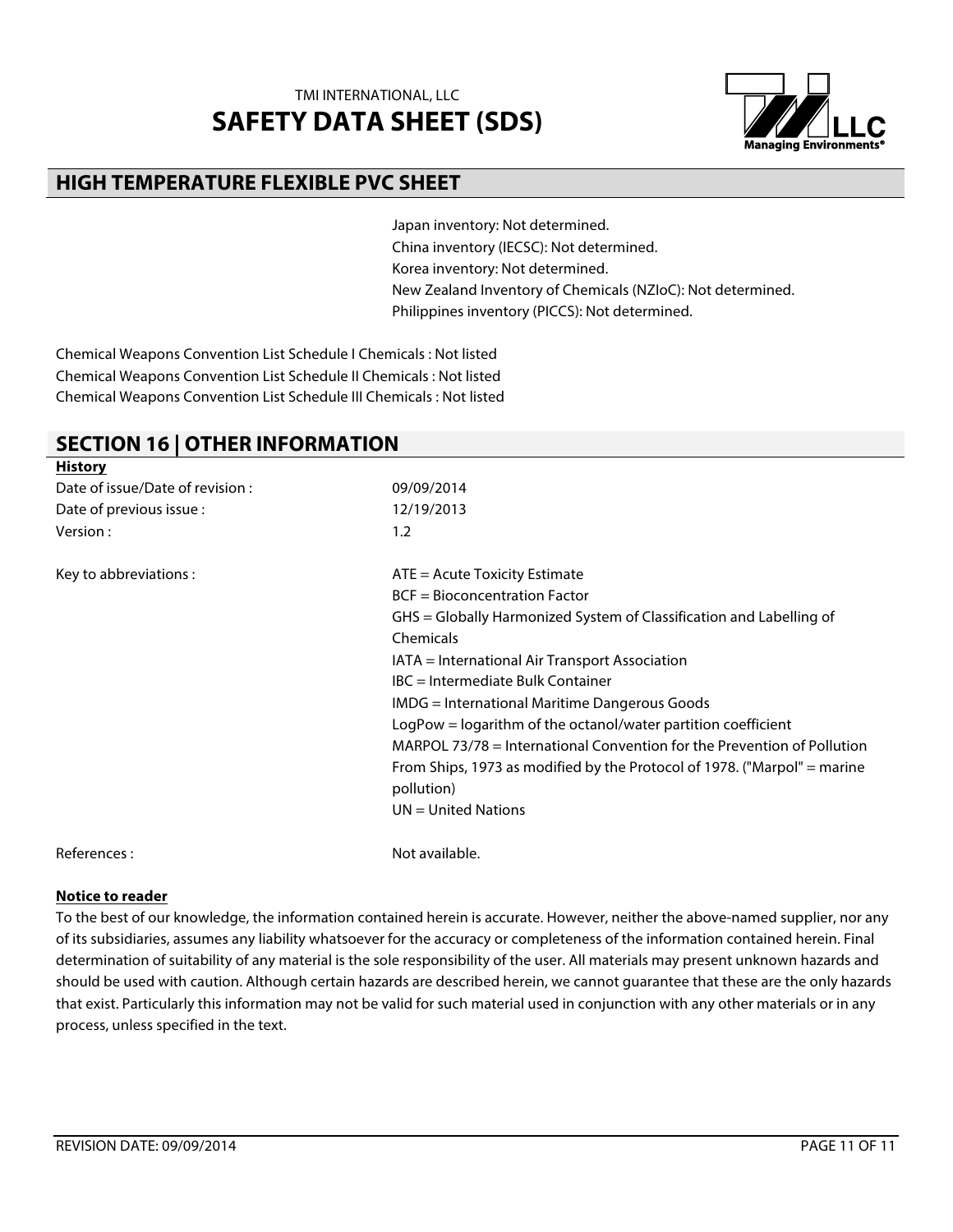Japan inventory: Not determined.
China inventory (IECSC): Not determined.
Korea inventory: Not determined.
New Zealand Inventory of Chemicals (NZIoC): Not determined.
Philippines inventory (PICCS): Not determined.

Chemical Weapons Convention List Schedule I Chemicals : Not listed
Chemical Weapons Convention List Schedule II Chemicals : Not listed
Chemical Weapons Convention List Schedule III Chemicals : Not listed

## SECTION 16 | OTHER INFORMATION

**History**

| | |
|---|---|
| Date of issue/Date of revision : | 09/09/2014 |
| Date of previous issue : | 12/19/2013 |
| Version : | 1.2 |
| Key to abbreviations : | ATE = Acute Toxicity Estimate<br>BCF = Bioconcentration Factor<br>GHS = Globally Harmonized System of Classification and Labelling of Chemicals<br>IATA = International Air Transport Association<br>IBC = Intermediate Bulk Container<br>IMDG = International Maritime Dangerous Goods<br>LogPow = logarithm of the octanol/water partition coefficient<br>MARPOL 73/78 = International Convention for the Prevention of Pollution From Ships, 1973 as modified by the Protocol of 1978. ("Marpol" = marine pollution)<br>UN = United Nations |
| References : | Not available. |

**Notice to reader**

To the best of our knowledge, the information contained herein is accurate. However, neither the above-named supplier, nor any of its subsidiaries, assumes any liability whatsoever for the accuracy or completeness of the information contained herein. Final determination of suitability of any material is the sole responsibility of the user. All materials may present unknown hazards and should be used with caution. Although certain hazards are described herein, we cannot guarantee that these are the only hazards that exist. Particularly this information may not be valid for such material used in conjunction with any other materials or in any process, unless specified in the text.